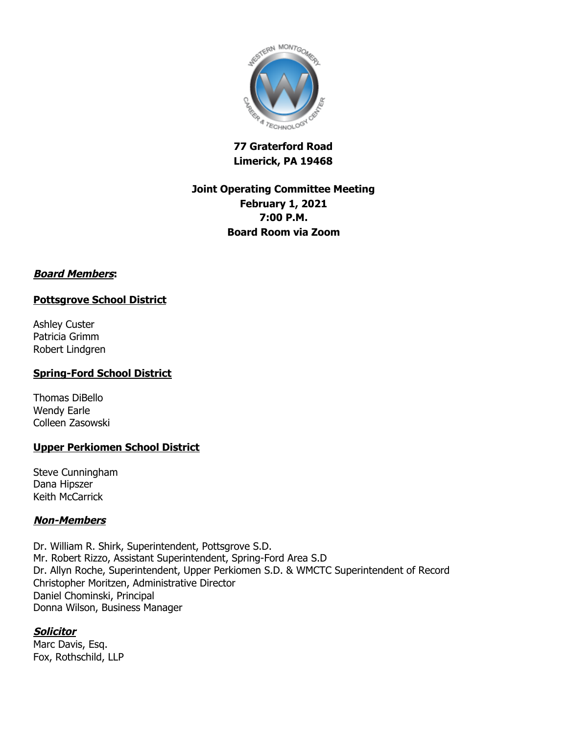**77 Graterford Road**
**Limerick, PA 19468**

**Joint Operating Committee Meeting**
**February 1, 2021**
**7:00 P.M.**
**Board Room via Zoom**

***Board Members*:**

**Pottsgrove School District**

Ashley Custer
Patricia Grimm
Robert Lindgren

**Spring-Ford School District**

Thomas DiBello
Wendy Earle
Colleen Zasowski

**Upper Perkiomen School District**

Steve Cunningham
Dana Hipszer
Keith McCarrick

***Non-Members***

Dr. William R. Shirk, Superintendent, Pottsgrove S.D.
Mr. Robert Rizzo, Assistant Superintendent, Spring-Ford Area S.D
Dr. Allyn Roche, Superintendent, Upper Perkiomen S.D. & WMCTC Superintendent of Record
Christopher Moritzen, Administrative Director
Daniel Chominski, Principal
Donna Wilson, Business Manager

***Solicitor***

Marc Davis, Esq.
Fox, Rothschild, LLP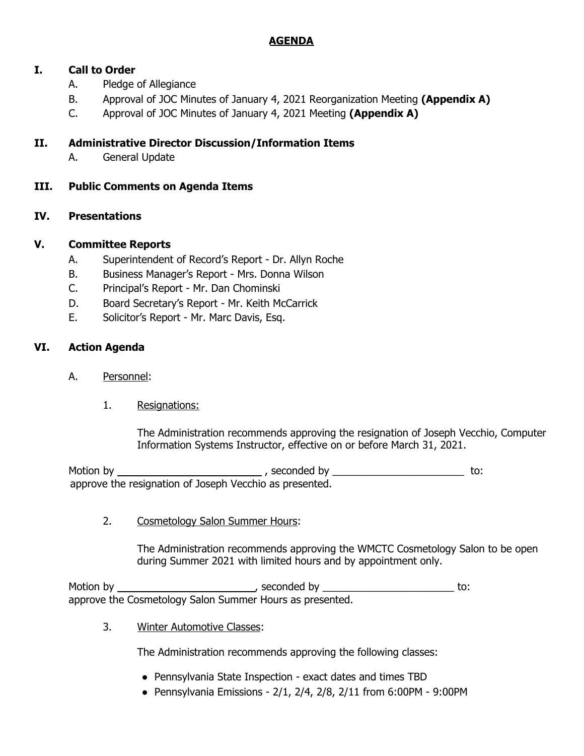# AGENDA

## I. Call to Order

A. Pledge of Allegiance

B. Approval of JOC Minutes of January 4, 2021 Reorganization Meeting **(Appendix A)**

C. Approval of JOC Minutes of January 4, 2021 Meeting **(Appendix A)**

## II. Administrative Director Discussion/Information Items

A. General Update

## III. Public Comments on Agenda Items

## IV. Presentations

## V. Committee Reports

A. Superintendent of Record's Report - Dr. Allyn Roche

B. Business Manager's Report - Mrs. Donna Wilson

C. Principal's Report - Mr. Dan Chominski

D. Board Secretary's Report - Mr. Keith McCarrick

E. Solicitor's Report - Mr. Marc Davis, Esq.

## VI. Action Agenda

A. Personnel:

1. Resignations:

The Administration recommends approving the resignation of Joseph Vecchio, Computer Information Systems Instructor, effective on or before March 31, 2021.

Motion by ________________________ , seconded by ________________________ to: approve the resignation of Joseph Vecchio as presented.

2. Cosmetology Salon Summer Hours:

The Administration recommends approving the WMCTC Cosmetology Salon to be open during Summer 2021 with limited hours and by appointment only.

Motion by ________________________, seconded by ________________________ to: approve the Cosmetology Salon Summer Hours as presented.

3. Winter Automotive Classes:

The Administration recommends approving the following classes:

- Pennsylvania State Inspection - exact dates and times TBD
- Pennsylvania Emissions - 2/1, 2/4, 2/8, 2/11 from 6:00PM - 9:00PM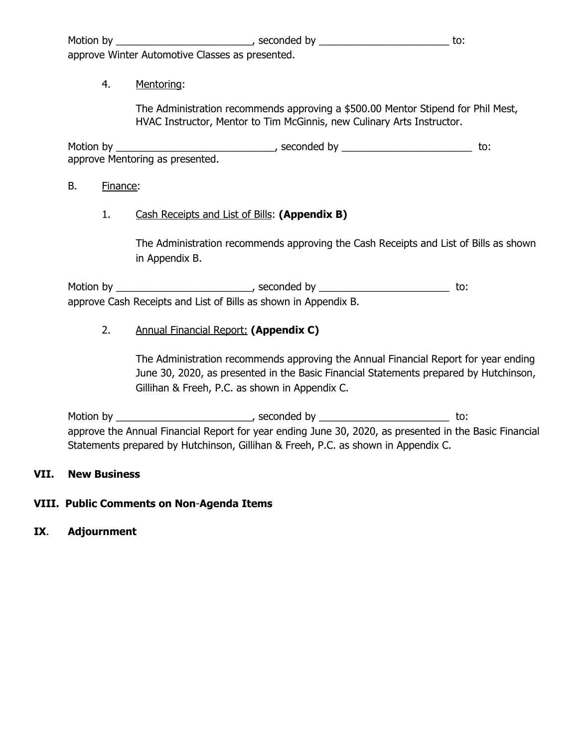Motion by ________________________, seconded by _______________________ to:
approve Winter Automotive Classes as presented.

4. Mentoring:

The Administration recommends approving a $500.00 Mentor Stipend for Phil Mest, HVAC Instructor, Mentor to Tim McGinnis, new Culinary Arts Instructor.

Motion by ____________________________, seconded by _______________________ to:
approve Mentoring as presented.

B. Finance:

1. Cash Receipts and List of Bills: **(Appendix B)**

The Administration recommends approving the Cash Receipts and List of Bills as shown in Appendix B.

Motion by ________________________, seconded by _______________________ to:
approve Cash Receipts and List of Bills as shown in Appendix B.

2. Annual Financial Report: **(Appendix C)**

The Administration recommends approving the Annual Financial Report for year ending June 30, 2020, as presented in the Basic Financial Statements prepared by Hutchinson, Gillihan & Freeh, P.C. as shown in Appendix C.

Motion by ________________________, seconded by _______________________ to:
approve the Annual Financial Report for year ending June 30, 2020, as presented in the Basic Financial Statements prepared by Hutchinson, Gillihan & Freeh, P.C. as shown in Appendix C.

## VII. New Business

## VIII. Public Comments on Non-Agenda Items

## IX. Adjournment